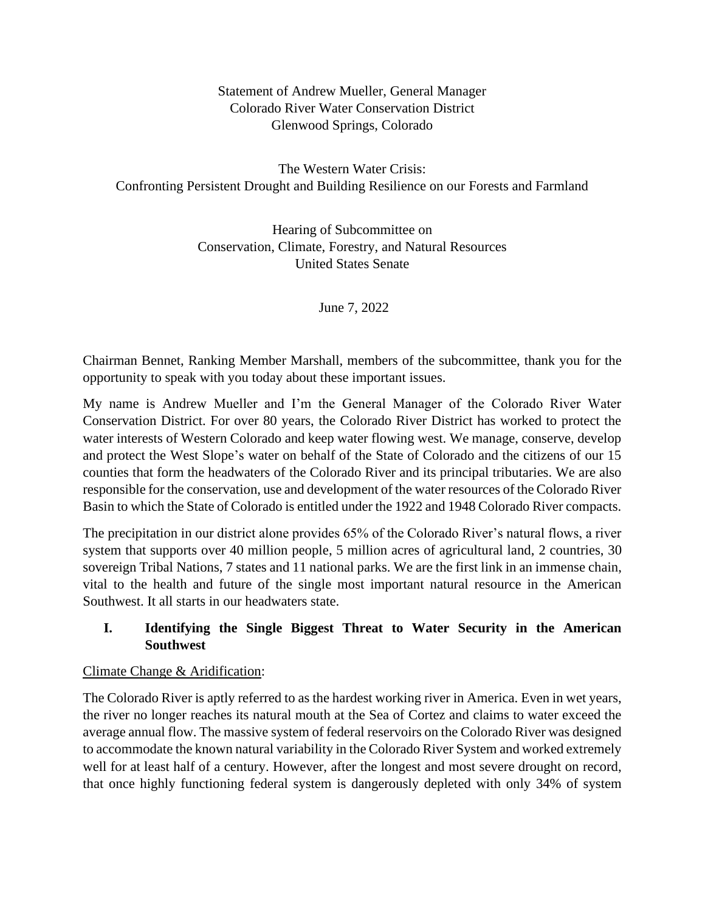Statement of Andrew Mueller, General Manager
Colorado River Water Conservation District
Glenwood Springs, Colorado

The Western Water Crisis:
Confronting Persistent Drought and Building Resilience on our Forests and Farmland

Hearing of Subcommittee on
Conservation, Climate, Forestry, and Natural Resources
United States Senate

June 7, 2022

Chairman Bennet, Ranking Member Marshall, members of the subcommittee, thank you for the opportunity to speak with you today about these important issues.

My name is Andrew Mueller and I'm the General Manager of the Colorado River Water Conservation District. For over 80 years, the Colorado River District has worked to protect the water interests of Western Colorado and keep water flowing west. We manage, conserve, develop and protect the West Slope's water on behalf of the State of Colorado and the citizens of our 15 counties that form the headwaters of the Colorado River and its principal tributaries. We are also responsible for the conservation, use and development of the water resources of the Colorado River Basin to which the State of Colorado is entitled under the 1922 and 1948 Colorado River compacts.

The precipitation in our district alone provides 65% of the Colorado River's natural flows, a river system that supports over 40 million people, 5 million acres of agricultural land, 2 countries, 30 sovereign Tribal Nations, 7 states and 11 national parks. We are the first link in an immense chain, vital to the health and future of the single most important natural resource in the American Southwest. It all starts in our headwaters state.

## I. Identifying the Single Biggest Threat to Water Security in the American Southwest

Climate Change & Aridification:

The Colorado River is aptly referred to as the hardest working river in America. Even in wet years, the river no longer reaches its natural mouth at the Sea of Cortez and claims to water exceed the average annual flow. The massive system of federal reservoirs on the Colorado River was designed to accommodate the known natural variability in the Colorado River System and worked extremely well for at least half of a century. However, after the longest and most severe drought on record, that once highly functioning federal system is dangerously depleted with only 34% of system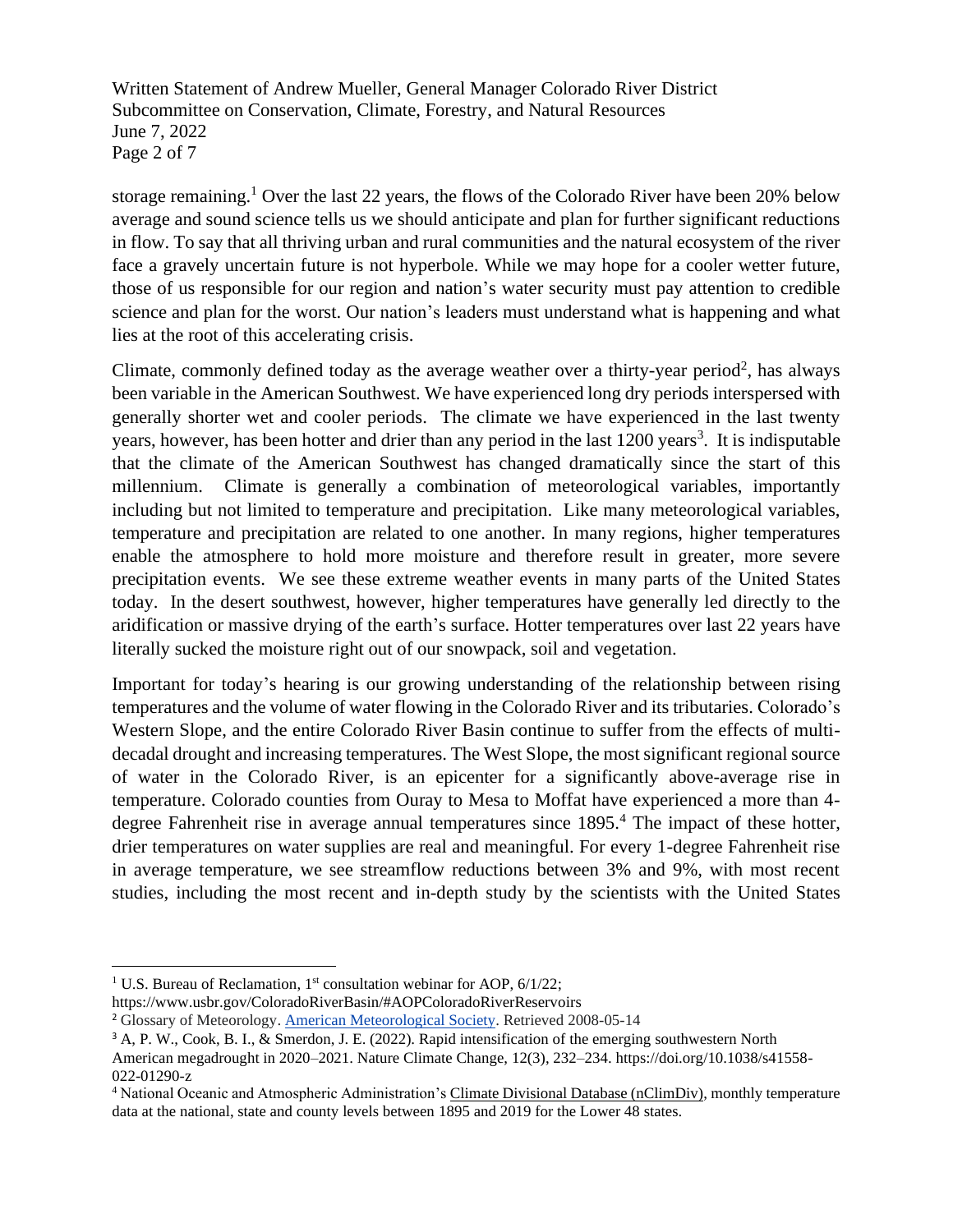storage remaining.[1] Over the last 22 years, the flows of the Colorado River have been 20% below average and sound science tells us we should anticipate and plan for further significant reductions in flow. To say that all thriving urban and rural communities and the natural ecosystem of the river face a gravely uncertain future is not hyperbole. While we may hope for a cooler wetter future, those of us responsible for our region and nation's water security must pay attention to credible science and plan for the worst. Our nation's leaders must understand what is happening and what lies at the root of this accelerating crisis.

Climate, commonly defined today as the average weather over a thirty-year period[2], has always been variable in the American Southwest. We have experienced long dry periods interspersed with generally shorter wet and cooler periods. The climate we have experienced in the last twenty years, however, has been hotter and drier than any period in the last 1200 years[3]. It is indisputable that the climate of the American Southwest has changed dramatically since the start of this millennium. Climate is generally a combination of meteorological variables, importantly including but not limited to temperature and precipitation. Like many meteorological variables, temperature and precipitation are related to one another. In many regions, higher temperatures enable the atmosphere to hold more moisture and therefore result in greater, more severe precipitation events. We see these extreme weather events in many parts of the United States today. In the desert southwest, however, higher temperatures have generally led directly to the aridification or massive drying of the earth's surface. Hotter temperatures over last 22 years have literally sucked the moisture right out of our snowpack, soil and vegetation.

Important for today's hearing is our growing understanding of the relationship between rising temperatures and the volume of water flowing in the Colorado River and its tributaries. Colorado's Western Slope, and the entire Colorado River Basin continue to suffer from the effects of multi-decadal drought and increasing temperatures. The West Slope, the most significant regional source of water in the Colorado River, is an epicenter for a significantly above-average rise in temperature. Colorado counties from Ouray to Mesa to Moffat have experienced a more than 4-degree Fahrenheit rise in average annual temperatures since 1895.[4] The impact of these hotter, drier temperatures on water supplies are real and meaningful. For every 1-degree Fahrenheit rise in average temperature, we see streamflow reductions between 3% and 9%, with most recent studies, including the most recent and in-depth study by the scientists with the United States

---

[1] U.S. Bureau of Reclamation, 1st consultation webinar for AOP, 6/1/22; https://www.usbr.gov/ColoradoRiverBasin/#AOPColoradoRiverReservoirs

[2] Glossary of Meteorology. American Meteorological Society. Retrieved 2008-05-14

[3] A, P. W., Cook, B. I., & Smerdon, J. E. (2022). Rapid intensification of the emerging southwestern North American megadrought in 2020–2021. Nature Climate Change, 12(3), 232–234. https://doi.org/10.1038/s41558-022-01290-z

[4] National Oceanic and Atmospheric Administration's Climate Divisional Database (nClimDiv), monthly temperature data at the national, state and county levels between 1895 and 2019 for the Lower 48 states.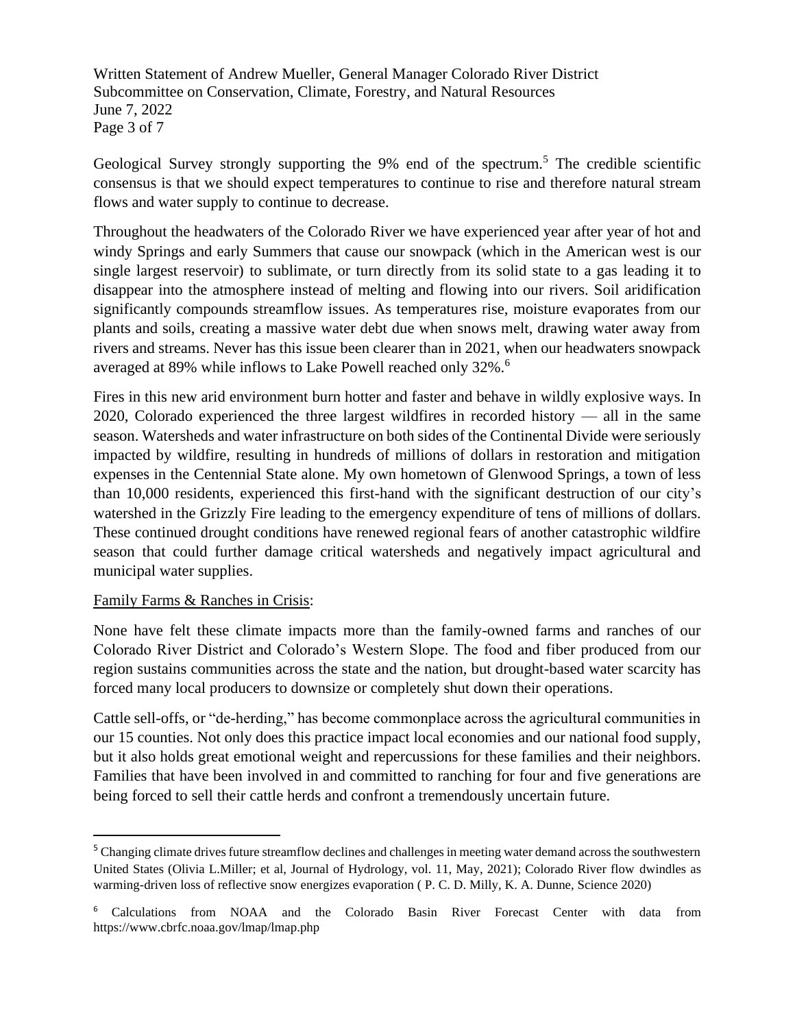Geological Survey strongly supporting the 9% end of the spectrum.[5] The credible scientific consensus is that we should expect temperatures to continue to rise and therefore natural stream flows and water supply to continue to decrease.

Throughout the headwaters of the Colorado River we have experienced year after year of hot and windy Springs and early Summers that cause our snowpack (which in the American west is our single largest reservoir) to sublimate, or turn directly from its solid state to a gas leading it to disappear into the atmosphere instead of melting and flowing into our rivers. Soil aridification significantly compounds streamflow issues. As temperatures rise, moisture evaporates from our plants and soils, creating a massive water debt due when snows melt, drawing water away from rivers and streams. Never has this issue been clearer than in 2021, when our headwaters snowpack averaged at 89% while inflows to Lake Powell reached only 32%.[6]

Fires in this new arid environment burn hotter and faster and behave in wildly explosive ways. In 2020, Colorado experienced the three largest wildfires in recorded history — all in the same season. Watersheds and water infrastructure on both sides of the Continental Divide were seriously impacted by wildfire, resulting in hundreds of millions of dollars in restoration and mitigation expenses in the Centennial State alone. My own hometown of Glenwood Springs, a town of less than 10,000 residents, experienced this first-hand with the significant destruction of our city's watershed in the Grizzly Fire leading to the emergency expenditure of tens of millions of dollars. These continued drought conditions have renewed regional fears of another catastrophic wildfire season that could further damage critical watersheds and negatively impact agricultural and municipal water supplies.

<u>Family Farms & Ranches in Crisis</u>:

None have felt these climate impacts more than the family-owned farms and ranches of our Colorado River District and Colorado's Western Slope. The food and fiber produced from our region sustains communities across the state and the nation, but drought-based water scarcity has forced many local producers to downsize or completely shut down their operations.

Cattle sell-offs, or "de-herding," has become commonplace across the agricultural communities in our 15 counties. Not only does this practice impact local economies and our national food supply, but it also holds great emotional weight and repercussions for these families and their neighbors. Families that have been involved in and committed to ranching for four and five generations are being forced to sell their cattle herds and confront a tremendously uncertain future.

---

[5] Changing climate drives future streamflow declines and challenges in meeting water demand across the southwestern United States (Olivia L.Miller; et al, Journal of Hydrology, vol. 11, May, 2021); Colorado River flow dwindles as warming-driven loss of reflective snow energizes evaporation ( P. C. D. Milly, K. A. Dunne, Science 2020)

[6] Calculations from NOAA and the Colorado Basin River Forecast Center with data from https://www.cbrfc.noaa.gov/lmap/lmap.php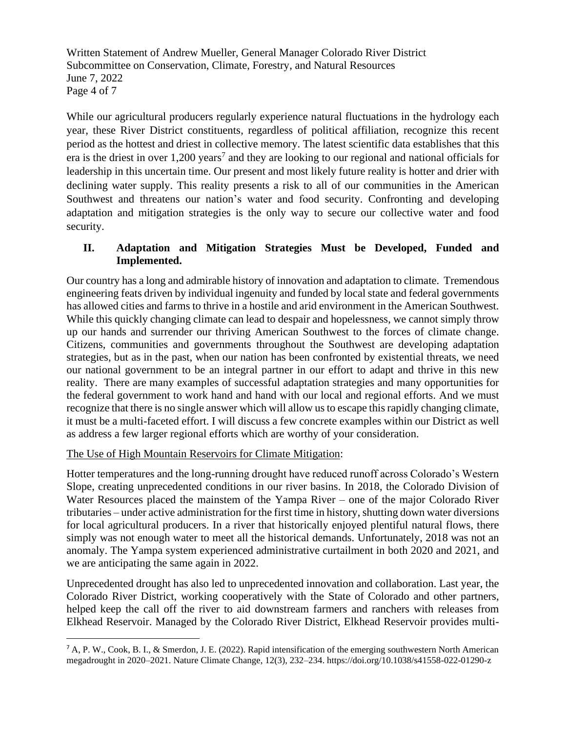While our agricultural producers regularly experience natural fluctuations in the hydrology each year, these River District constituents, regardless of political affiliation, recognize this recent period as the hottest and driest in collective memory. The latest scientific data establishes that this era is the driest in over 1,200 years[7] and they are looking to our regional and national officials for leadership in this uncertain time. Our present and most likely future reality is hotter and drier with declining water supply. This reality presents a risk to all of our communities in the American Southwest and threatens our nation's water and food security. Confronting and developing adaptation and mitigation strategies is the only way to secure our collective water and food security.

## II. Adaptation and Mitigation Strategies Must be Developed, Funded and Implemented.

Our country has a long and admirable history of innovation and adaptation to climate. Tremendous engineering feats driven by individual ingenuity and funded by local state and federal governments has allowed cities and farms to thrive in a hostile and arid environment in the American Southwest. While this quickly changing climate can lead to despair and hopelessness, we cannot simply throw up our hands and surrender our thriving American Southwest to the forces of climate change. Citizens, communities and governments throughout the Southwest are developing adaptation strategies, but as in the past, when our nation has been confronted by existential threats, we need our national government to be an integral partner in our effort to adapt and thrive in this new reality. There are many examples of successful adaptation strategies and many opportunities for the federal government to work hand and hand with our local and regional efforts. And we must recognize that there is no single answer which will allow us to escape this rapidly changing climate, it must be a multi-faceted effort. I will discuss a few concrete examples within our District as well as address a few larger regional efforts which are worthy of your consideration.

<u>The Use of High Mountain Reservoirs for Climate Mitigation</u>:

Hotter temperatures and the long-running drought have reduced runoff across Colorado's Western Slope, creating unprecedented conditions in our river basins. In 2018, the Colorado Division of Water Resources placed the mainstem of the Yampa River – one of the major Colorado River tributaries – under active administration for the first time in history, shutting down water diversions for local agricultural producers. In a river that historically enjoyed plentiful natural flows, there simply was not enough water to meet all the historical demands. Unfortunately, 2018 was not an anomaly. The Yampa system experienced administrative curtailment in both 2020 and 2021, and we are anticipating the same again in 2022.

Unprecedented drought has also led to unprecedented innovation and collaboration. Last year, the Colorado River District, working cooperatively with the State of Colorado and other partners, helped keep the call off the river to aid downstream farmers and ranchers with releases from Elkhead Reservoir. Managed by the Colorado River District, Elkhead Reservoir provides multi-

---

[7] A, P. W., Cook, B. I., & Smerdon, J. E. (2022). Rapid intensification of the emerging southwestern North American megadrought in 2020–2021. Nature Climate Change, 12(3), 232–234. https://doi.org/10.1038/s41558-022-01290-z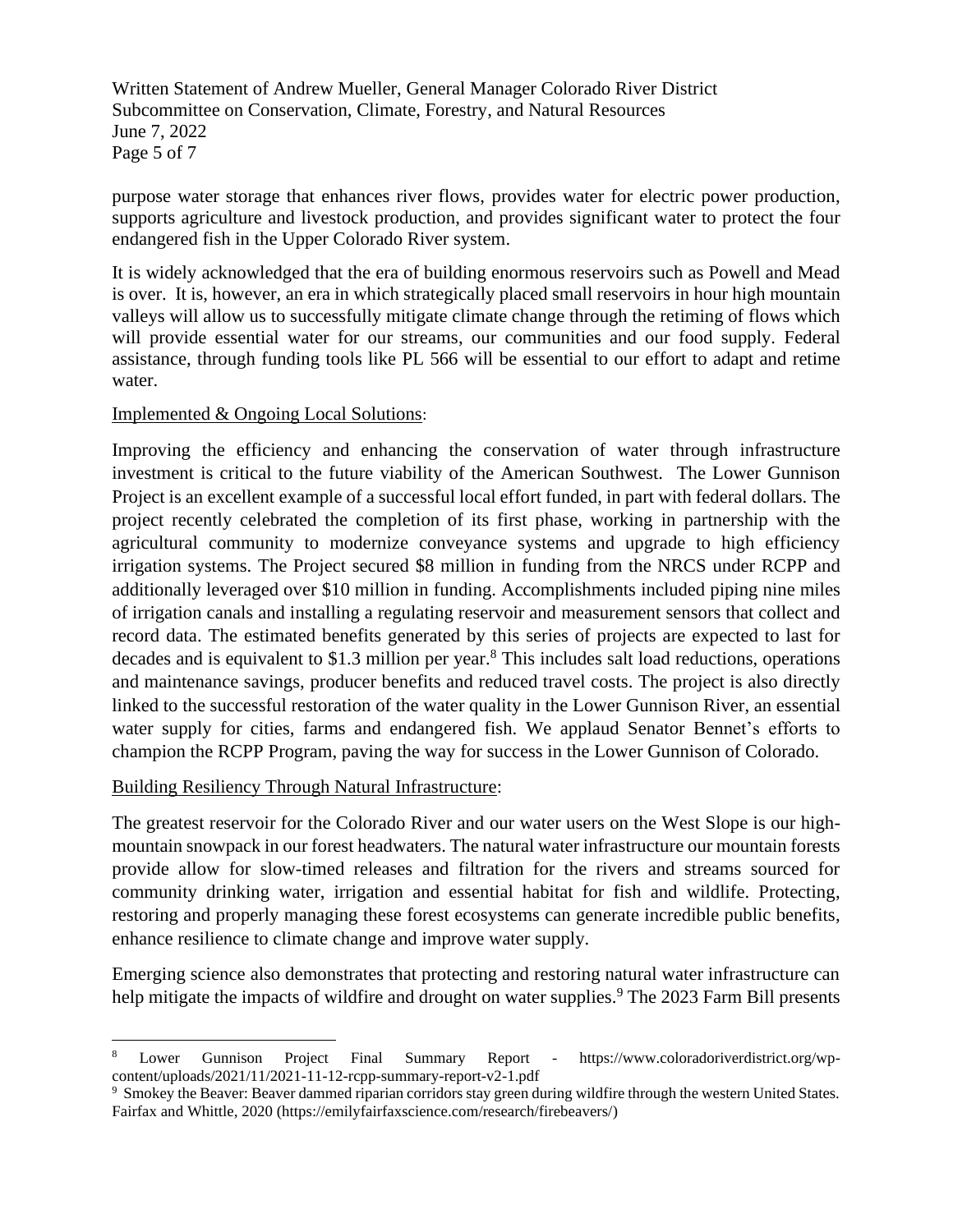purpose water storage that enhances river flows, provides water for electric power production, supports agriculture and livestock production, and provides significant water to protect the four endangered fish in the Upper Colorado River system.

It is widely acknowledged that the era of building enormous reservoirs such as Powell and Mead is over. It is, however, an era in which strategically placed small reservoirs in hour high mountain valleys will allow us to successfully mitigate climate change through the retiming of flows which will provide essential water for our streams, our communities and our food supply. Federal assistance, through funding tools like PL 566 will be essential to our effort to adapt and retime water.

Implemented & Ongoing Local Solutions:

Improving the efficiency and enhancing the conservation of water through infrastructure investment is critical to the future viability of the American Southwest. The Lower Gunnison Project is an excellent example of a successful local effort funded, in part with federal dollars. The project recently celebrated the completion of its first phase, working in partnership with the agricultural community to modernize conveyance systems and upgrade to high efficiency irrigation systems. The Project secured $8 million in funding from the NRCS under RCPP and additionally leveraged over $10 million in funding. Accomplishments included piping nine miles of irrigation canals and installing a regulating reservoir and measurement sensors that collect and record data. The estimated benefits generated by this series of projects are expected to last for decades and is equivalent to $1.3 million per year.[8] This includes salt load reductions, operations and maintenance savings, producer benefits and reduced travel costs. The project is also directly linked to the successful restoration of the water quality in the Lower Gunnison River, an essential water supply for cities, farms and endangered fish. We applaud Senator Bennet's efforts to champion the RCPP Program, paving the way for success in the Lower Gunnison of Colorado.

Building Resiliency Through Natural Infrastructure:

The greatest reservoir for the Colorado River and our water users on the West Slope is our high-mountain snowpack in our forest headwaters. The natural water infrastructure our mountain forests provide allow for slow-timed releases and filtration for the rivers and streams sourced for community drinking water, irrigation and essential habitat for fish and wildlife. Protecting, restoring and properly managing these forest ecosystems can generate incredible public benefits, enhance resilience to climate change and improve water supply.

Emerging science also demonstrates that protecting and restoring natural water infrastructure can help mitigate the impacts of wildfire and drought on water supplies.[9] The 2023 Farm Bill presents

---

[8] Lower Gunnison Project Final Summary Report - https://www.coloradoriverdistrict.org/wp-content/uploads/2021/11/2021-11-12-rcpp-summary-report-v2-1.pdf

[9] Smokey the Beaver: Beaver dammed riparian corridors stay green during wildfire through the western United States. Fairfax and Whittle, 2020 (https://emilyfairfaxscience.com/research/firebeavers/)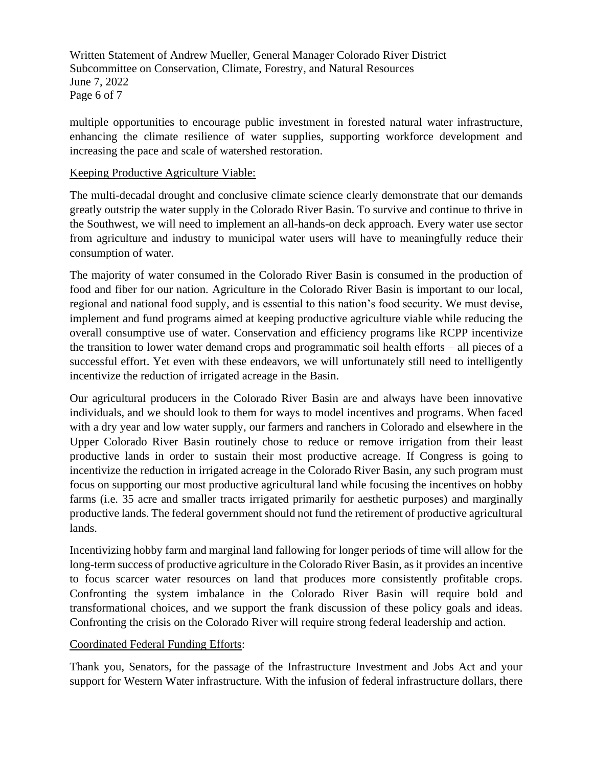multiple opportunities to encourage public investment in forested natural water infrastructure, enhancing the climate resilience of water supplies, supporting workforce development and increasing the pace and scale of watershed restoration.

<u>Keeping Productive Agriculture Viable:</u>

The multi-decadal drought and conclusive climate science clearly demonstrate that our demands greatly outstrip the water supply in the Colorado River Basin. To survive and continue to thrive in the Southwest, we will need to implement an all-hands-on deck approach. Every water use sector from agriculture and industry to municipal water users will have to meaningfully reduce their consumption of water.

The majority of water consumed in the Colorado River Basin is consumed in the production of food and fiber for our nation. Agriculture in the Colorado River Basin is important to our local, regional and national food supply, and is essential to this nation's food security. We must devise, implement and fund programs aimed at keeping productive agriculture viable while reducing the overall consumptive use of water. Conservation and efficiency programs like RCPP incentivize the transition to lower water demand crops and programmatic soil health efforts – all pieces of a successful effort. Yet even with these endeavors, we will unfortunately still need to intelligently incentivize the reduction of irrigated acreage in the Basin.

Our agricultural producers in the Colorado River Basin are and always have been innovative individuals, and we should look to them for ways to model incentives and programs. When faced with a dry year and low water supply, our farmers and ranchers in Colorado and elsewhere in the Upper Colorado River Basin routinely chose to reduce or remove irrigation from their least productive lands in order to sustain their most productive acreage. If Congress is going to incentivize the reduction in irrigated acreage in the Colorado River Basin, any such program must focus on supporting our most productive agricultural land while focusing the incentives on hobby farms (i.e. 35 acre and smaller tracts irrigated primarily for aesthetic purposes) and marginally productive lands. The federal government should not fund the retirement of productive agricultural lands.

Incentivizing hobby farm and marginal land fallowing for longer periods of time will allow for the long-term success of productive agriculture in the Colorado River Basin, as it provides an incentive to focus scarcer water resources on land that produces more consistently profitable crops. Confronting the system imbalance in the Colorado River Basin will require bold and transformational choices, and we support the frank discussion of these policy goals and ideas. Confronting the crisis on the Colorado River will require strong federal leadership and action.

<u>Coordinated Federal Funding Efforts</u>:

Thank you, Senators, for the passage of the Infrastructure Investment and Jobs Act and your support for Western Water infrastructure. With the infusion of federal infrastructure dollars, there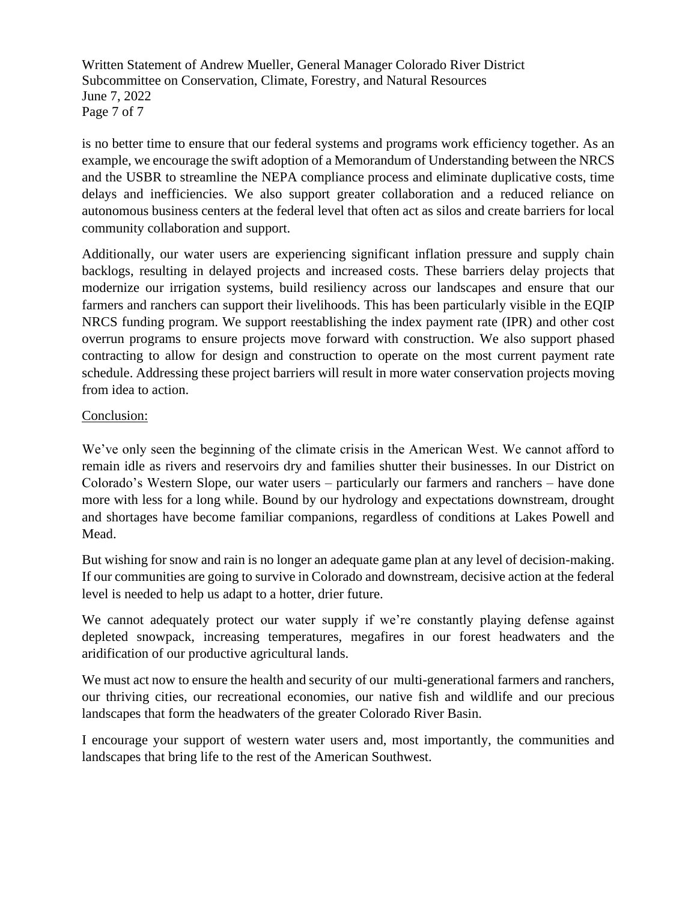is no better time to ensure that our federal systems and programs work efficiency together. As an example, we encourage the swift adoption of a Memorandum of Understanding between the NRCS and the USBR to streamline the NEPA compliance process and eliminate duplicative costs, time delays and inefficiencies. We also support greater collaboration and a reduced reliance on autonomous business centers at the federal level that often act as silos and create barriers for local community collaboration and support.

Additionally, our water users are experiencing significant inflation pressure and supply chain backlogs, resulting in delayed projects and increased costs. These barriers delay projects that modernize our irrigation systems, build resiliency across our landscapes and ensure that our farmers and ranchers can support their livelihoods. This has been particularly visible in the EQIP NRCS funding program. We support reestablishing the index payment rate (IPR) and other cost overrun programs to ensure projects move forward with construction. We also support phased contracting to allow for design and construction to operate on the most current payment rate schedule. Addressing these project barriers will result in more water conservation projects moving from idea to action.

## Conclusion:

We've only seen the beginning of the climate crisis in the American West. We cannot afford to remain idle as rivers and reservoirs dry and families shutter their businesses. In our District on Colorado's Western Slope, our water users – particularly our farmers and ranchers – have done more with less for a long while. Bound by our hydrology and expectations downstream, drought and shortages have become familiar companions, regardless of conditions at Lakes Powell and Mead.

But wishing for snow and rain is no longer an adequate game plan at any level of decision-making. If our communities are going to survive in Colorado and downstream, decisive action at the federal level is needed to help us adapt to a hotter, drier future.

We cannot adequately protect our water supply if we're constantly playing defense against depleted snowpack, increasing temperatures, megafires in our forest headwaters and the aridification of our productive agricultural lands.

We must act now to ensure the health and security of our multi-generational farmers and ranchers, our thriving cities, our recreational economies, our native fish and wildlife and our precious landscapes that form the headwaters of the greater Colorado River Basin.

I encourage your support of western water users and, most importantly, the communities and landscapes that bring life to the rest of the American Southwest.